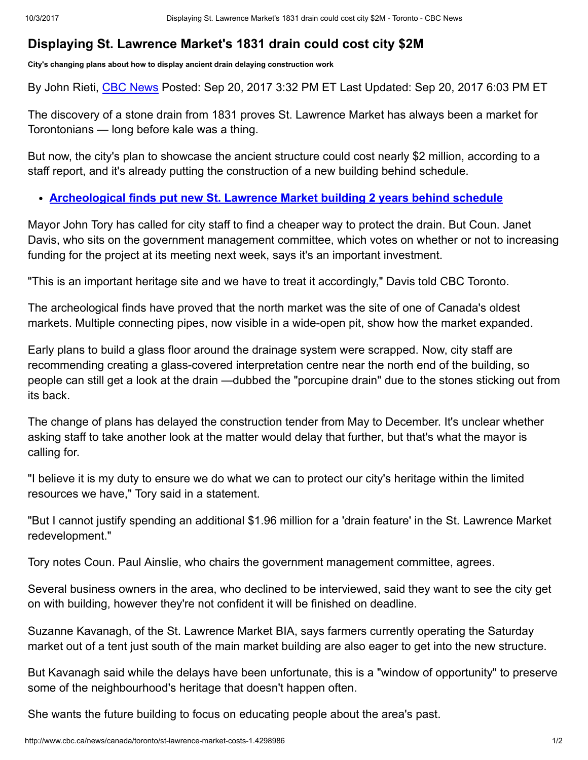# Displaying St. Lawrence Market's 1831 drain could cost city $2M

**City's changing plans about how to display ancient drain delaying construction work**

By John Rieti, [CBC News](http://www.cbc.ca/news) Posted: Sep 20, 2017 3:32 PM ET Last Updated: Sep 20, 2017 6:03 PM ET

The discovery of a stone drain from 1831 proves St. Lawrence Market has always been a market for Torontonians — long before kale was a thing.

But now, the city's plan to showcase the ancient structure could cost nearly $2 million, according to a staff report, and it's already putting the construction of a new building behind schedule.

- **Archeological finds put new St. Lawrence Market building 2 years behind schedule**

Mayor John Tory has called for city staff to find a cheaper way to protect the drain. But Coun. Janet Davis, who sits on the government management committee, which votes on whether or not to increasing funding for the project at its meeting next week, says it's an important investment.

"This is an important heritage site and we have to treat it accordingly," Davis told CBC Toronto.

The archeological finds have proved that the north market was the site of one of Canada's oldest markets. Multiple connecting pipes, now visible in a wide-open pit, show how the market expanded.

Early plans to build a glass floor around the drainage system were scrapped. Now, city staff are recommending creating a glass-covered interpretation centre near the north end of the building, so people can still get a look at the drain —dubbed the "porcupine drain" due to the stones sticking out from its back.

The change of plans has delayed the construction tender from May to December. It's unclear whether asking staff to take another look at the matter would delay that further, but that's what the mayor is calling for.

"I believe it is my duty to ensure we do what we can to protect our city's heritage within the limited resources we have," Tory said in a statement.

"But I cannot justify spending an additional $1.96 million for a 'drain feature' in the St. Lawrence Market redevelopment."

Tory notes Coun. Paul Ainslie, who chairs the government management committee, agrees.

Several business owners in the area, who declined to be interviewed, said they want to see the city get on with building, however they're not confident it will be finished on deadline.

Suzanne Kavanagh, of the St. Lawrence Market BIA, says farmers currently operating the Saturday market out of a tent just south of the main market building are also eager to get into the new structure.

But Kavanagh said while the delays have been unfortunate, this is a "window of opportunity" to preserve some of the neighbourhood's heritage that doesn't happen often.

She wants the future building to focus on educating people about the area's past.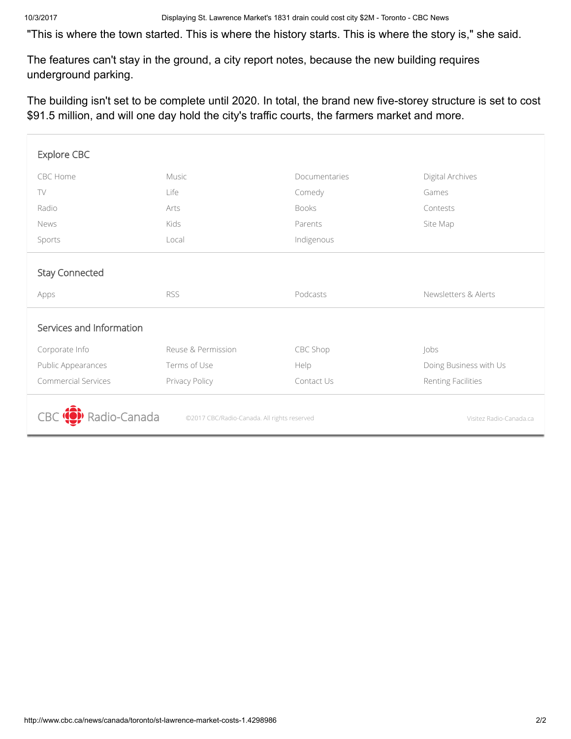"This is where the town started. This is where the history starts. This is where the story is," she said.

The features can't stay in the ground, a city report notes, because the new building requires underground parking.

The building isn't set to be complete until 2020. In total, the brand new five-storey structure is set to cost $91.5 million, and will one day hold the city's traffic courts, the farmers market and more.

## Explore CBC

CBC Home
TV
Radio
News
Sports
Music
Life
Arts
Kids
Local
Documentaries
Comedy
Books
Parents
Indigenous
Digital Archives
Games
Contests
Site Map

## Stay Connected

Apps
RSS
Podcasts
Newsletters & Alerts

## Services and Information

Corporate Info
Public Appearances
Commercial Services
Reuse & Permission
Terms of Use
Privacy Policy
CBC Shop
Help
Contact Us
Jobs
Doing Business with Us
Renting Facilities

CBC Radio-Canada

©2017 CBC/Radio-Canada. All rights reserved

Visitez Radio-Canada.ca